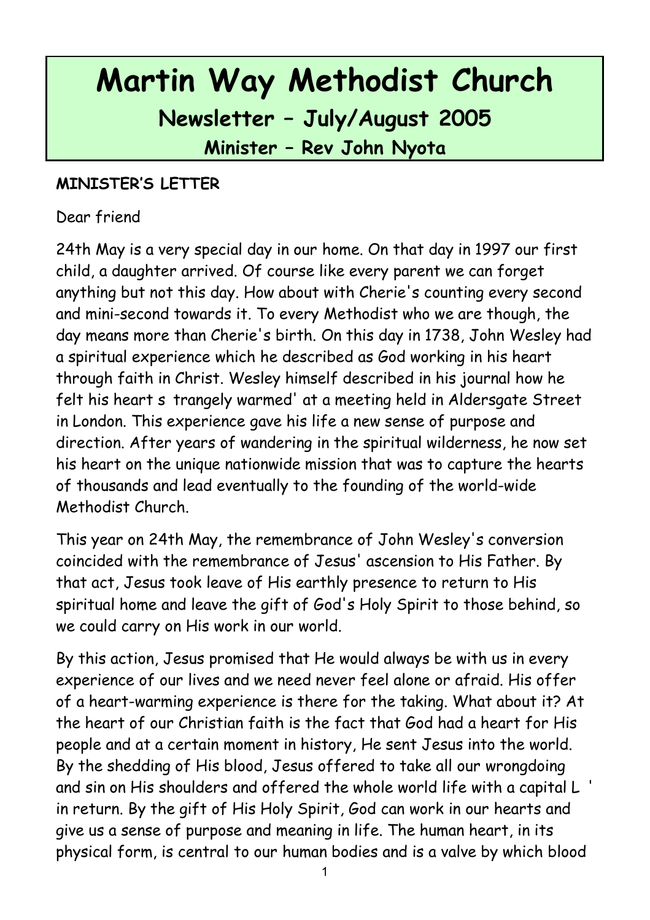# Martin Way Methodist Church

## Newsletter – July/August 2005

### Minister – Rev John Nyota

**MINISTER'S LETTER**

Dear friend

24th May is a very special day in our home. On that day in 1997 our first child, a daughter arrived. Of course like every parent we can forget anything but not this day. How about with Cherie's counting every second and mini-second towards it. To every Methodist who we are though, the day means more than Cherie's birth. On this day in 1738, John Wesley had a spiritual experience which he described as God working in his heart through faith in Christ. Wesley himself described in his journal how he felt his heart s trangely warmed' at a meeting held in Aldersgate Street in London. This experience gave his life a new sense of purpose and direction. After years of wandering in the spiritual wilderness, he now set his heart on the unique nationwide mission that was to capture the hearts of thousands and lead eventually to the founding of the world-wide Methodist Church.

This year on 24th May, the remembrance of John Wesley's conversion coincided with the remembrance of Jesus' ascension to His Father. By that act, Jesus took leave of His earthly presence to return to His spiritual home and leave the gift of God's Holy Spirit to those behind, so we could carry on His work in our world.

By this action, Jesus promised that He would always be with us in every experience of our lives and we need never feel alone or afraid. His offer of a heart-warming experience is there for the taking. What about it? At the heart of our Christian faith is the fact that God had a heart for His people and at a certain moment in history, He sent Jesus into the world. By the shedding of His blood, Jesus offered to take all our wrongdoing and sin on His shoulders and offered the whole world life with a capital L ' in return. By the gift of His Holy Spirit, God can work in our hearts and give us a sense of purpose and meaning in life. The human heart, in its physical form, is central to our human bodies and is a valve by which blood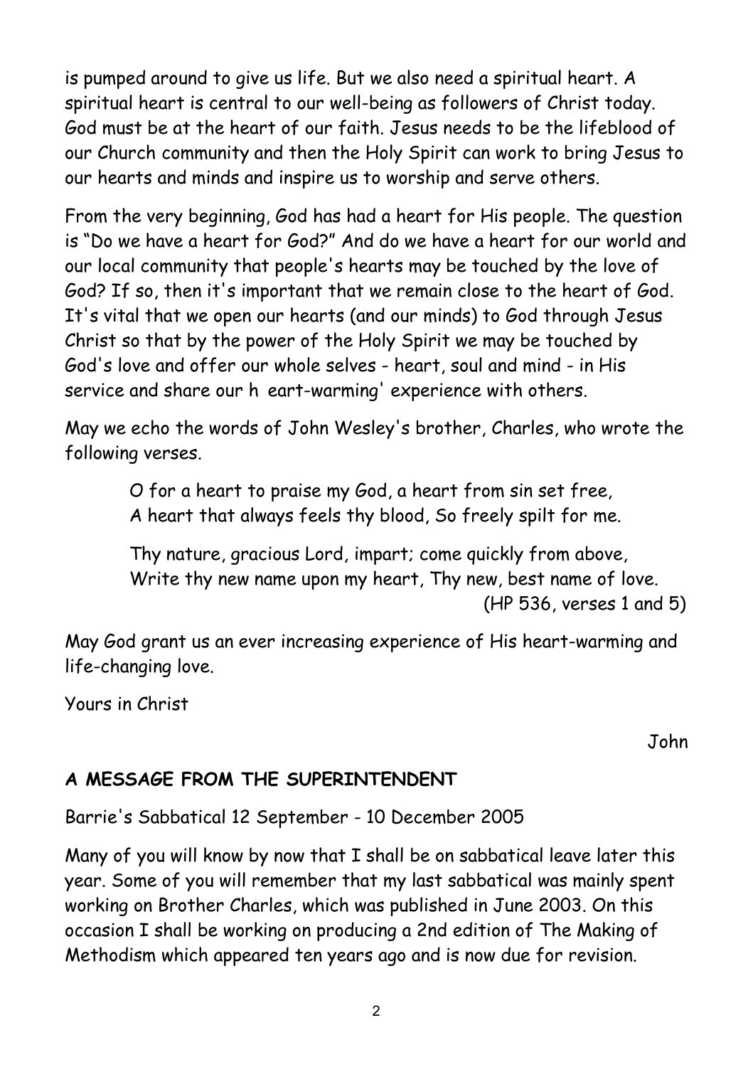is pumped around to give us life. But we also need a spiritual heart. A spiritual heart is central to our well-being as followers of Christ today. God must be at the heart of our faith. Jesus needs to be the lifeblood of our Church community and then the Holy Spirit can work to bring Jesus to our hearts and minds and inspire us to worship and serve others.

From the very beginning, God has had a heart for His people. The question is "Do we have a heart for God?" And do we have a heart for our world and our local community that people's hearts may be touched by the love of God? If so, then it's important that we remain close to the heart of God. It's vital that we open our hearts (and our minds) to God through Jesus Christ so that by the power of the Holy Spirit we may be touched by God's love and offer our whole selves - heart, soul and mind - in His service and share our h eart-warming' experience with others.

May we echo the words of John Wesley's brother, Charles, who wrote the following verses.

> O for a heart to praise my God, a heart from sin set free,
> A heart that always feels thy blood, So freely spilt for me.
>
> Thy nature, gracious Lord, impart; come quickly from above,
> Write thy new name upon my heart, Thy new, best name of love.
> (HP 536, verses 1 and 5)

May God grant us an ever increasing experience of His heart-warming and life-changing love.

Yours in Christ

John

**A MESSAGE FROM THE SUPERINTENDENT**

Barrie's Sabbatical 12 September - 10 December 2005

Many of you will know by now that I shall be on sabbatical leave later this year. Some of you will remember that my last sabbatical was mainly spent working on Brother Charles, which was published in June 2003. On this occasion I shall be working on producing a 2nd edition of The Making of Methodism which appeared ten years ago and is now due for revision.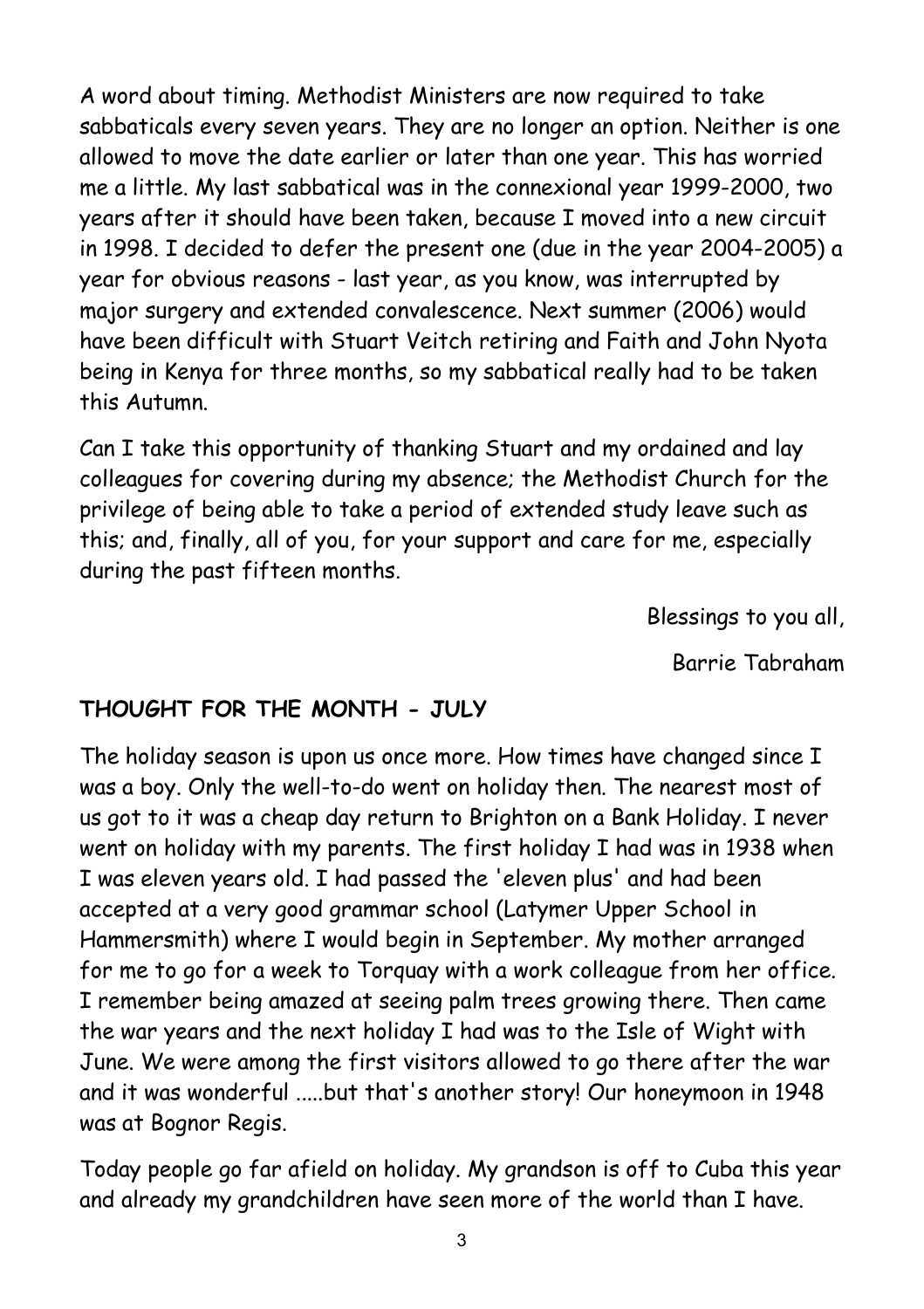A word about timing. Methodist Ministers are now required to take sabbaticals every seven years. They are no longer an option. Neither is one allowed to move the date earlier or later than one year. This has worried me a little. My last sabbatical was in the connexional year 1999-2000, two years after it should have been taken, because I moved into a new circuit in 1998. I decided to defer the present one (due in the year 2004-2005) a year for obvious reasons - last year, as you know, was interrupted by major surgery and extended convalescence. Next summer (2006) would have been difficult with Stuart Veitch retiring and Faith and John Nyota being in Kenya for three months, so my sabbatical really had to be taken this Autumn.

Can I take this opportunity of thanking Stuart and my ordained and lay colleagues for covering during my absence; the Methodist Church for the privilege of being able to take a period of extended study leave such as this; and, finally, all of you, for your support and care for me, especially during the past fifteen months.

Blessings to you all,

Barrie Tabraham

## THOUGHT FOR THE MONTH - JULY

The holiday season is upon us once more. How times have changed since I was a boy. Only the well-to-do went on holiday then. The nearest most of us got to it was a cheap day return to Brighton on a Bank Holiday. I never went on holiday with my parents. The first holiday I had was in 1938 when I was eleven years old. I had passed the 'eleven plus' and had been accepted at a very good grammar school (Latymer Upper School in Hammersmith) where I would begin in September. My mother arranged for me to go for a week to Torquay with a work colleague from her office. I remember being amazed at seeing palm trees growing there. Then came the war years and the next holiday I had was to the Isle of Wight with June. We were among the first visitors allowed to go there after the war and it was wonderful .....but that's another story! Our honeymoon in 1948 was at Bognor Regis.

Today people go far afield on holiday. My grandson is off to Cuba this year and already my grandchildren have seen more of the world than I have.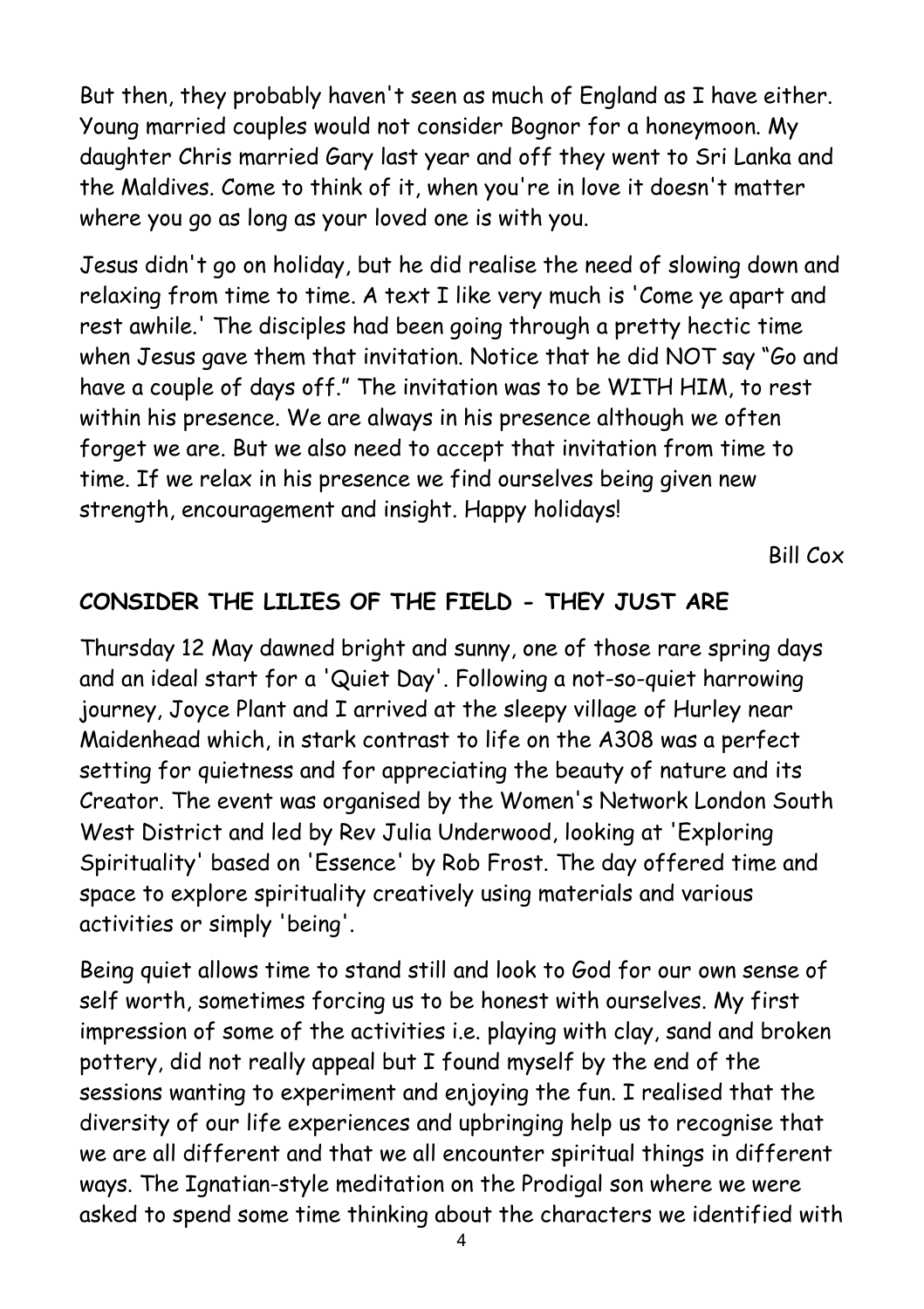But then, they probably haven't seen as much of England as I have either. Young married couples would not consider Bognor for a honeymoon. My daughter Chris married Gary last year and off they went to Sri Lanka and the Maldives. Come to think of it, when you're in love it doesn't matter where you go as long as your loved one is with you.

Jesus didn't go on holiday, but he did realise the need of slowing down and relaxing from time to time. A text I like very much is 'Come ye apart and rest awhile.' The disciples had been going through a pretty hectic time when Jesus gave them that invitation. Notice that he did NOT say "Go and have a couple of days off." The invitation was to be WITH HIM, to rest within his presence. We are always in his presence although we often forget we are. But we also need to accept that invitation from time to time. If we relax in his presence we find ourselves being given new strength, encouragement and insight. Happy holidays!

Bill Cox

## CONSIDER THE LILIES OF THE FIELD - THEY JUST ARE

Thursday 12 May dawned bright and sunny, one of those rare spring days and an ideal start for a 'Quiet Day'. Following a not-so-quiet harrowing journey, Joyce Plant and I arrived at the sleepy village of Hurley near Maidenhead which, in stark contrast to life on the A308 was a perfect setting for quietness and for appreciating the beauty of nature and its Creator. The event was organised by the Women's Network London South West District and led by Rev Julia Underwood, looking at 'Exploring Spirituality' based on 'Essence' by Rob Frost. The day offered time and space to explore spirituality creatively using materials and various activities or simply 'being'.

Being quiet allows time to stand still and look to God for our own sense of self worth, sometimes forcing us to be honest with ourselves. My first impression of some of the activities i.e. playing with clay, sand and broken pottery, did not really appeal but I found myself by the end of the sessions wanting to experiment and enjoying the fun. I realised that the diversity of our life experiences and upbringing help us to recognise that we are all different and that we all encounter spiritual things in different ways. The Ignatian-style meditation on the Prodigal son where we were asked to spend some time thinking about the characters we identified with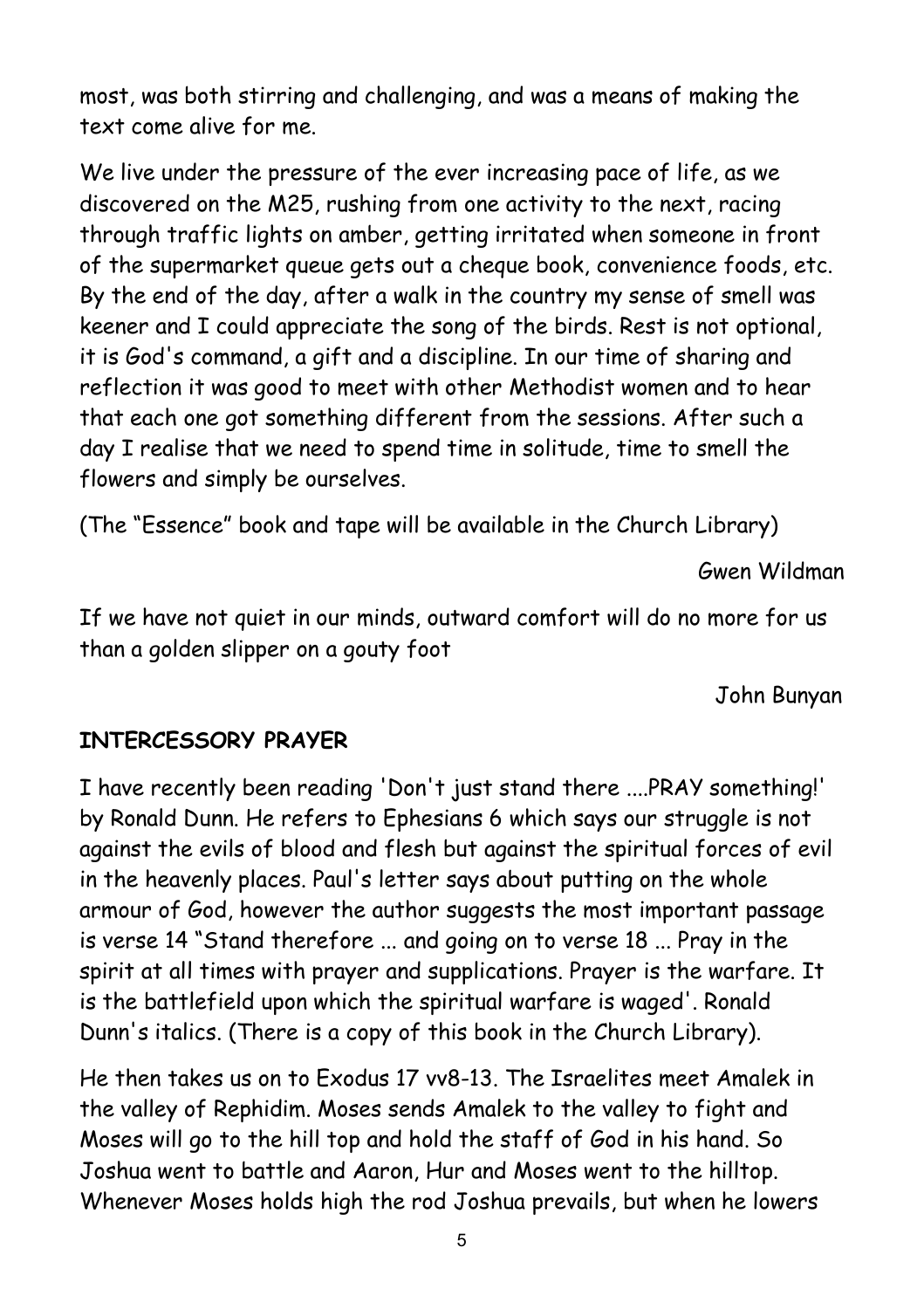most, was both stirring and challenging, and was a means of making the text come alive for me.

We live under the pressure of the ever increasing pace of life, as we discovered on the M25, rushing from one activity to the next, racing through traffic lights on amber, getting irritated when someone in front of the supermarket queue gets out a cheque book, convenience foods, etc. By the end of the day, after a walk in the country my sense of smell was keener and I could appreciate the song of the birds. Rest is not optional, it is God's command, a gift and a discipline. In our time of sharing and reflection it was good to meet with other Methodist women and to hear that each one got something different from the sessions. After such a day I realise that we need to spend time in solitude, time to smell the flowers and simply be ourselves.

(The "Essence" book and tape will be available in the Church Library)

Gwen Wildman

If we have not quiet in our minds, outward comfort will do no more for us than a golden slipper on a gouty foot

John Bunyan

**INTERCESSORY PRAYER**

I have recently been reading 'Don't just stand there ....PRAY something!' by Ronald Dunn. He refers to Ephesians 6 which says our struggle is not against the evils of blood and flesh but against the spiritual forces of evil in the heavenly places. Paul's letter says about putting on the whole armour of God, however the author suggests the most important passage is verse 14 "Stand therefore ... and going on to verse 18 ... Pray in the spirit at all times with prayer and supplications. Prayer is the warfare. It is the battlefield upon which the spiritual warfare is waged'. Ronald Dunn's italics. (There is a copy of this book in the Church Library).

He then takes us on to Exodus 17 vv8-13. The Israelites meet Amalek in the valley of Rephidim. Moses sends Amalek to the valley to fight and Moses will go to the hill top and hold the staff of God in his hand. So Joshua went to battle and Aaron, Hur and Moses went to the hilltop. Whenever Moses holds high the rod Joshua prevails, but when he lowers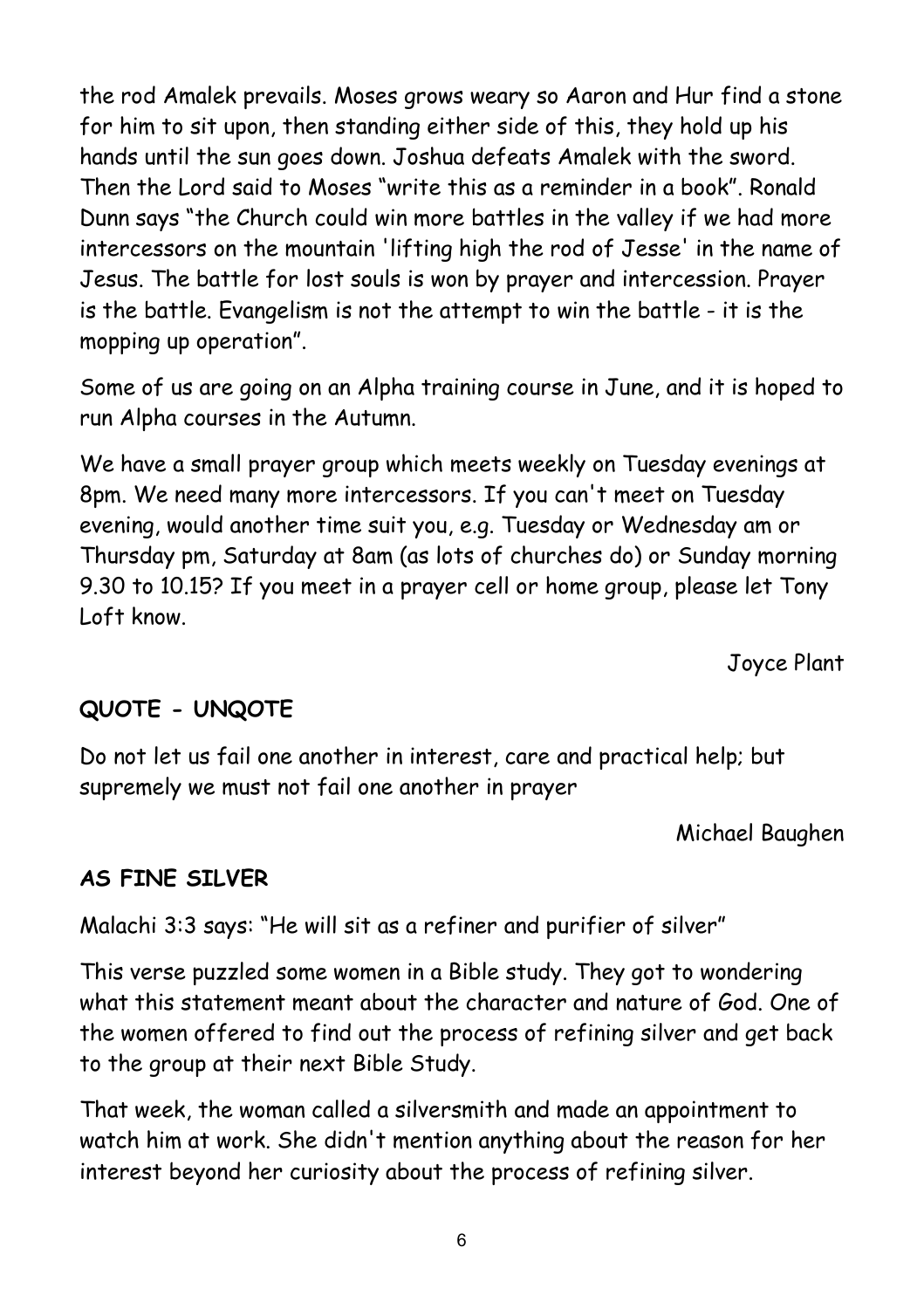the rod Amalek prevails. Moses grows weary so Aaron and Hur find a stone for him to sit upon, then standing either side of this, they hold up his hands until the sun goes down. Joshua defeats Amalek with the sword. Then the Lord said to Moses "write this as a reminder in a book". Ronald Dunn says "the Church could win more battles in the valley if we had more intercessors on the mountain 'lifting high the rod of Jesse' in the name of Jesus. The battle for lost souls is won by prayer and intercession. Prayer is the battle. Evangelism is not the attempt to win the battle - it is the mopping up operation".

Some of us are going on an Alpha training course in June, and it is hoped to run Alpha courses in the Autumn.

We have a small prayer group which meets weekly on Tuesday evenings at 8pm. We need many more intercessors. If you can't meet on Tuesday evening, would another time suit you, e.g. Tuesday or Wednesday am or Thursday pm, Saturday at 8am (as lots of churches do) or Sunday morning 9.30 to 10.15? If you meet in a prayer cell or home group, please let Tony Loft know.

Joyce Plant

## QUOTE - UNQOTE

Do not let us fail one another in interest, care and practical help; but supremely we must not fail one another in prayer

Michael Baughen

## AS FINE SILVER

Malachi 3:3 says: "He will sit as a refiner and purifier of silver"

This verse puzzled some women in a Bible study. They got to wondering what this statement meant about the character and nature of God. One of the women offered to find out the process of refining silver and get back to the group at their next Bible Study.

That week, the woman called a silversmith and made an appointment to watch him at work. She didn't mention anything about the reason for her interest beyond her curiosity about the process of refining silver.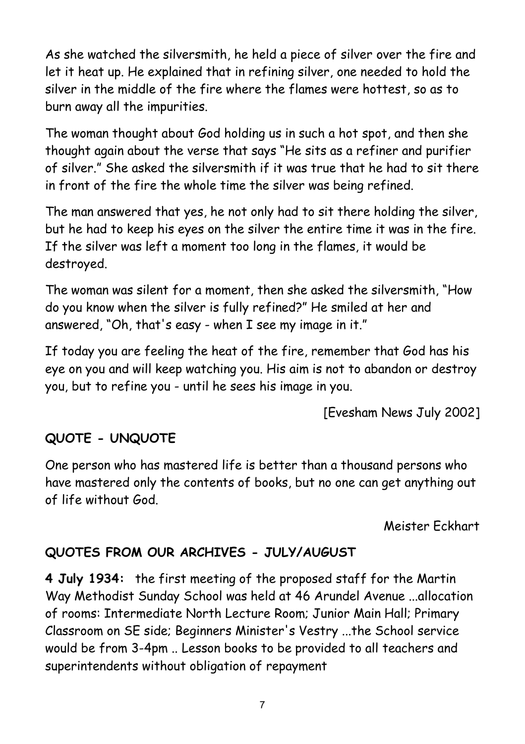As she watched the silversmith, he held a piece of silver over the fire and let it heat up. He explained that in refining silver, one needed to hold the silver in the middle of the fire where the flames were hottest, so as to burn away all the impurities.

The woman thought about God holding us in such a hot spot, and then she thought again about the verse that says "He sits as a refiner and purifier of silver." She asked the silversmith if it was true that he had to sit there in front of the fire the whole time the silver was being refined.

The man answered that yes, he not only had to sit there holding the silver, but he had to keep his eyes on the silver the entire time it was in the fire. If the silver was left a moment too long in the flames, it would be destroyed.

The woman was silent for a moment, then she asked the silversmith, "How do you know when the silver is fully refined?" He smiled at her and answered, "Oh, that's easy - when I see my image in it."

If today you are feeling the heat of the fire, remember that God has his eye on you and will keep watching you. His aim is not to abandon or destroy you, but to refine you - until he sees his image in you.

[Evesham News July 2002]

## QUOTE - UNQUOTE

One person who has mastered life is better than a thousand persons who have mastered only the contents of books, but no one can get anything out of life without God.

Meister Eckhart

## QUOTES FROM OUR ARCHIVES - JULY/AUGUST

**4 July 1934:** the first meeting of the proposed staff for the Martin Way Methodist Sunday School was held at 46 Arundel Avenue ...allocation of rooms: Intermediate North Lecture Room; Junior Main Hall; Primary Classroom on SE side; Beginners Minister's Vestry ...the School service would be from 3-4pm .. Lesson books to be provided to all teachers and superintendents without obligation of repayment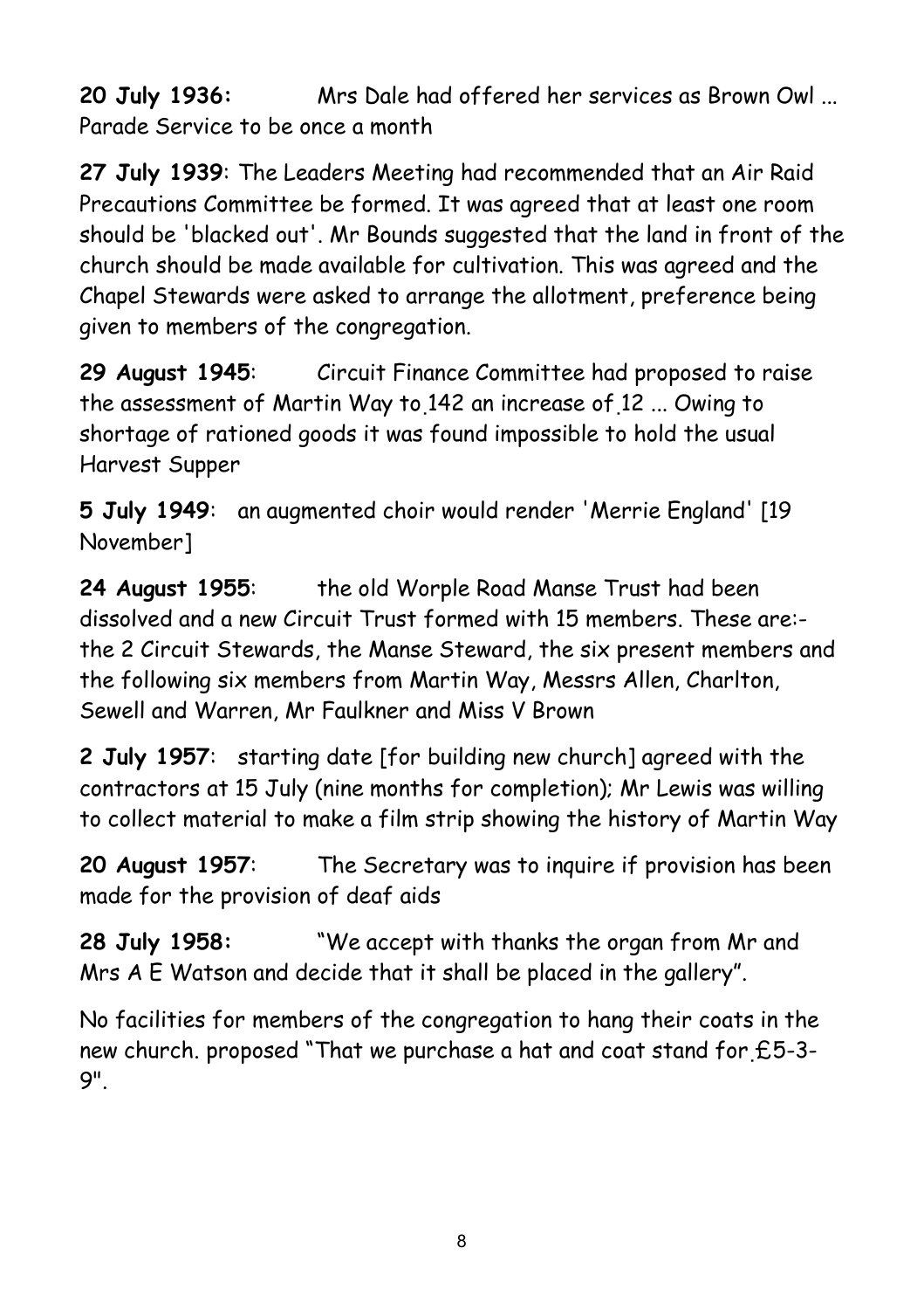**20 July 1936:** Mrs Dale had offered her services as Brown Owl ... Parade Service to be once a month

**27 July 1939**: The Leaders Meeting had recommended that an Air Raid Precautions Committee be formed. It was agreed that at least one room should be 'blacked out'. Mr Bounds suggested that the land in front of the church should be made available for cultivation. This was agreed and the Chapel Stewards were asked to arrange the allotment, preference being given to members of the congregation.

**29 August 1945**: Circuit Finance Committee had proposed to raise the assessment of Martin Way to 142 an increase of 12 ... Owing to shortage of rationed goods it was found impossible to hold the usual Harvest Supper

**5 July 1949**: an augmented choir would render 'Merrie England' [19 November]

**24 August 1955**: the old Worple Road Manse Trust had been dissolved and a new Circuit Trust formed with 15 members. These are:- the 2 Circuit Stewards, the Manse Steward, the six present members and the following six members from Martin Way, Messrs Allen, Charlton, Sewell and Warren, Mr Faulkner and Miss V Brown

**2 July 1957**: starting date [for building new church] agreed with the contractors at 15 July (nine months for completion); Mr Lewis was willing to collect material to make a film strip showing the history of Martin Way

**20 August 1957**: The Secretary was to inquire if provision has been made for the provision of deaf aids

**28 July 1958:** "We accept with thanks the organ from Mr and Mrs A E Watson and decide that it shall be placed in the gallery".

No facilities for members of the congregation to hang their coats in the new church. proposed "That we purchase a hat and coat stand for £5-3-9".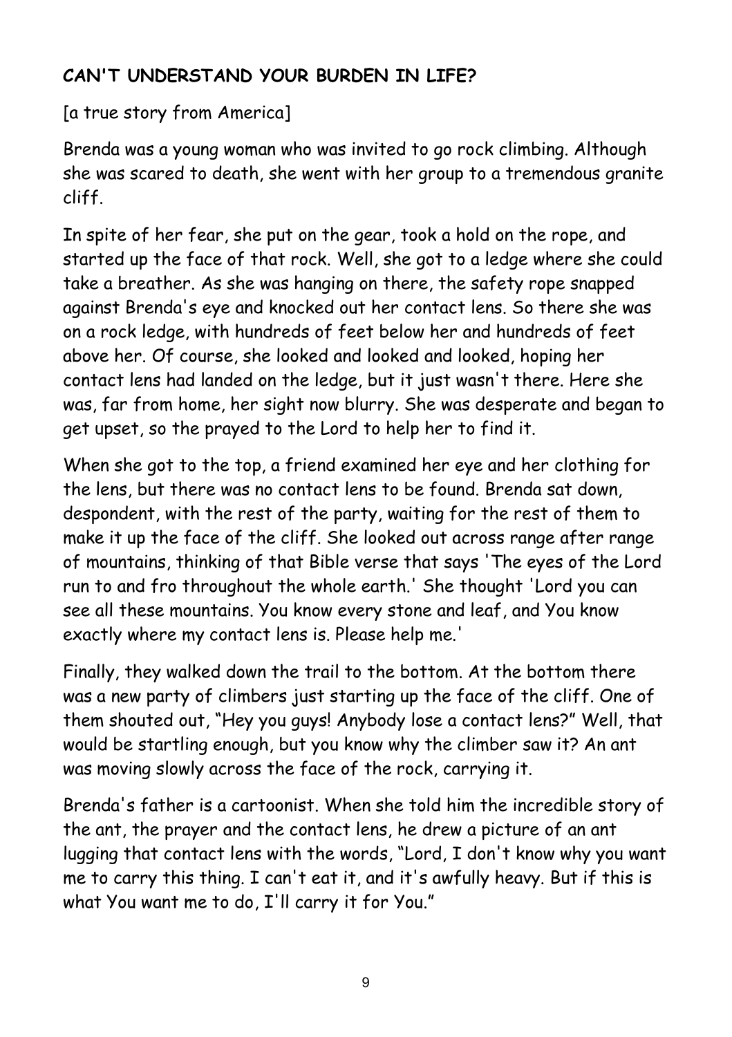## CAN'T UNDERSTAND YOUR BURDEN IN LIFE?

[a true story from America]

Brenda was a young woman who was invited to go rock climbing. Although she was scared to death, she went with her group to a tremendous granite cliff.

In spite of her fear, she put on the gear, took a hold on the rope, and started up the face of that rock. Well, she got to a ledge where she could take a breather. As she was hanging on there, the safety rope snapped against Brenda's eye and knocked out her contact lens. So there she was on a rock ledge, with hundreds of feet below her and hundreds of feet above her. Of course, she looked and looked and looked, hoping her contact lens had landed on the ledge, but it just wasn't there. Here she was, far from home, her sight now blurry. She was desperate and began to get upset, so the prayed to the Lord to help her to find it.

When she got to the top, a friend examined her eye and her clothing for the lens, but there was no contact lens to be found. Brenda sat down, despondent, with the rest of the party, waiting for the rest of them to make it up the face of the cliff. She looked out across range after range of mountains, thinking of that Bible verse that says 'The eyes of the Lord run to and fro throughout the whole earth.' She thought 'Lord you can see all these mountains. You know every stone and leaf, and You know exactly where my contact lens is. Please help me.'

Finally, they walked down the trail to the bottom. At the bottom there was a new party of climbers just starting up the face of the cliff. One of them shouted out, "Hey you guys! Anybody lose a contact lens?" Well, that would be startling enough, but you know why the climber saw it? An ant was moving slowly across the face of the rock, carrying it.

Brenda's father is a cartoonist. When she told him the incredible story of the ant, the prayer and the contact lens, he drew a picture of an ant lugging that contact lens with the words, "Lord, I don't know why you want me to carry this thing. I can't eat it, and it's awfully heavy. But if this is what You want me to do, I'll carry it for You."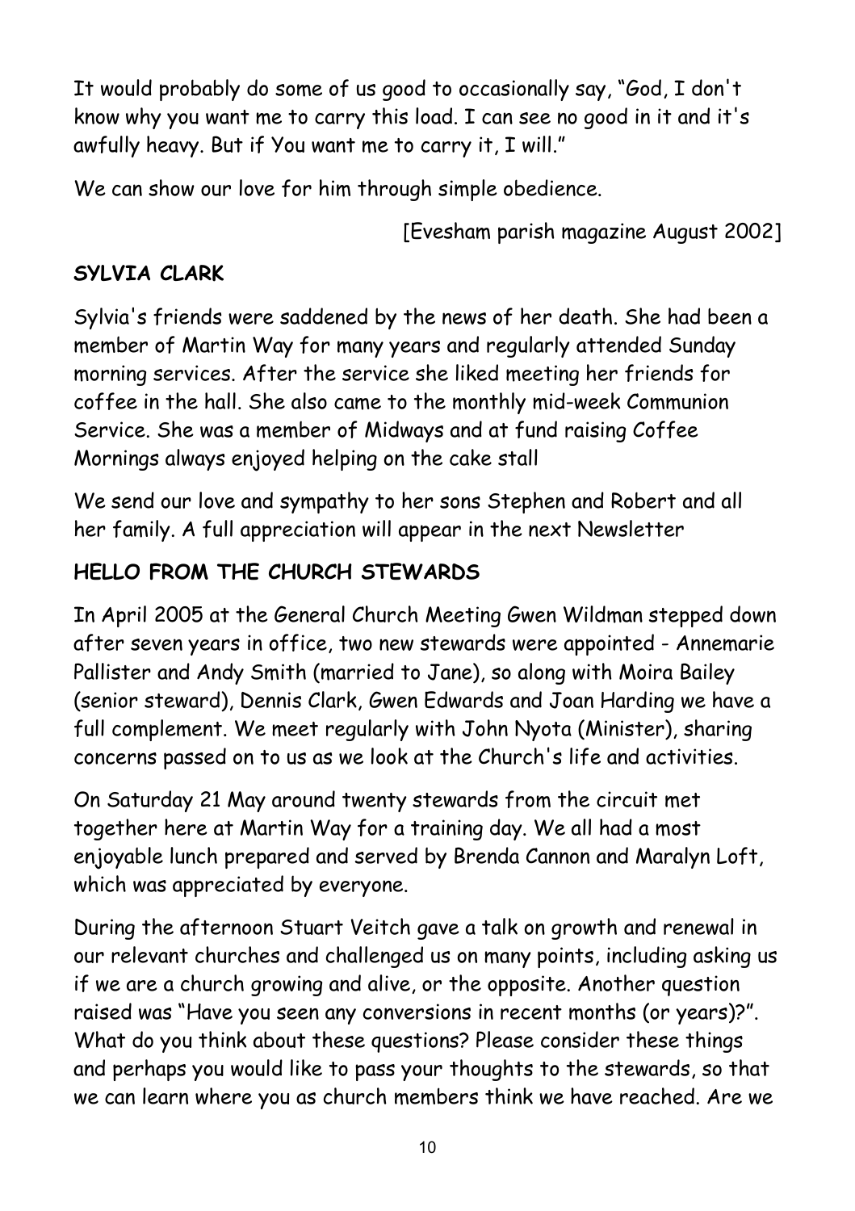It would probably do some of us good to occasionally say, "God, I don't know why you want me to carry this load. I can see no good in it and it's awfully heavy. But if You want me to carry it, I will."

We can show our love for him through simple obedience.

[Evesham parish magazine August 2002]

## SYLVIA CLARK

Sylvia's friends were saddened by the news of her death. She had been a member of Martin Way for many years and regularly attended Sunday morning services. After the service she liked meeting her friends for coffee in the hall. She also came to the monthly mid-week Communion Service. She was a member of Midways and at fund raising Coffee Mornings always enjoyed helping on the cake stall

We send our love and sympathy to her sons Stephen and Robert and all her family. A full appreciation will appear in the next Newsletter

## HELLO FROM THE CHURCH STEWARDS

In April 2005 at the General Church Meeting Gwen Wildman stepped down after seven years in office, two new stewards were appointed - Annemarie Pallister and Andy Smith (married to Jane), so along with Moira Bailey (senior steward), Dennis Clark, Gwen Edwards and Joan Harding we have a full complement. We meet regularly with John Nyota (Minister), sharing concerns passed on to us as we look at the Church's life and activities.

On Saturday 21 May around twenty stewards from the circuit met together here at Martin Way for a training day. We all had a most enjoyable lunch prepared and served by Brenda Cannon and Maralyn Loft, which was appreciated by everyone.

During the afternoon Stuart Veitch gave a talk on growth and renewal in our relevant churches and challenged us on many points, including asking us if we are a church growing and alive, or the opposite. Another question raised was "Have you seen any conversions in recent months (or years)?". What do you think about these questions? Please consider these things and perhaps you would like to pass your thoughts to the stewards, so that we can learn where you as church members think we have reached. Are we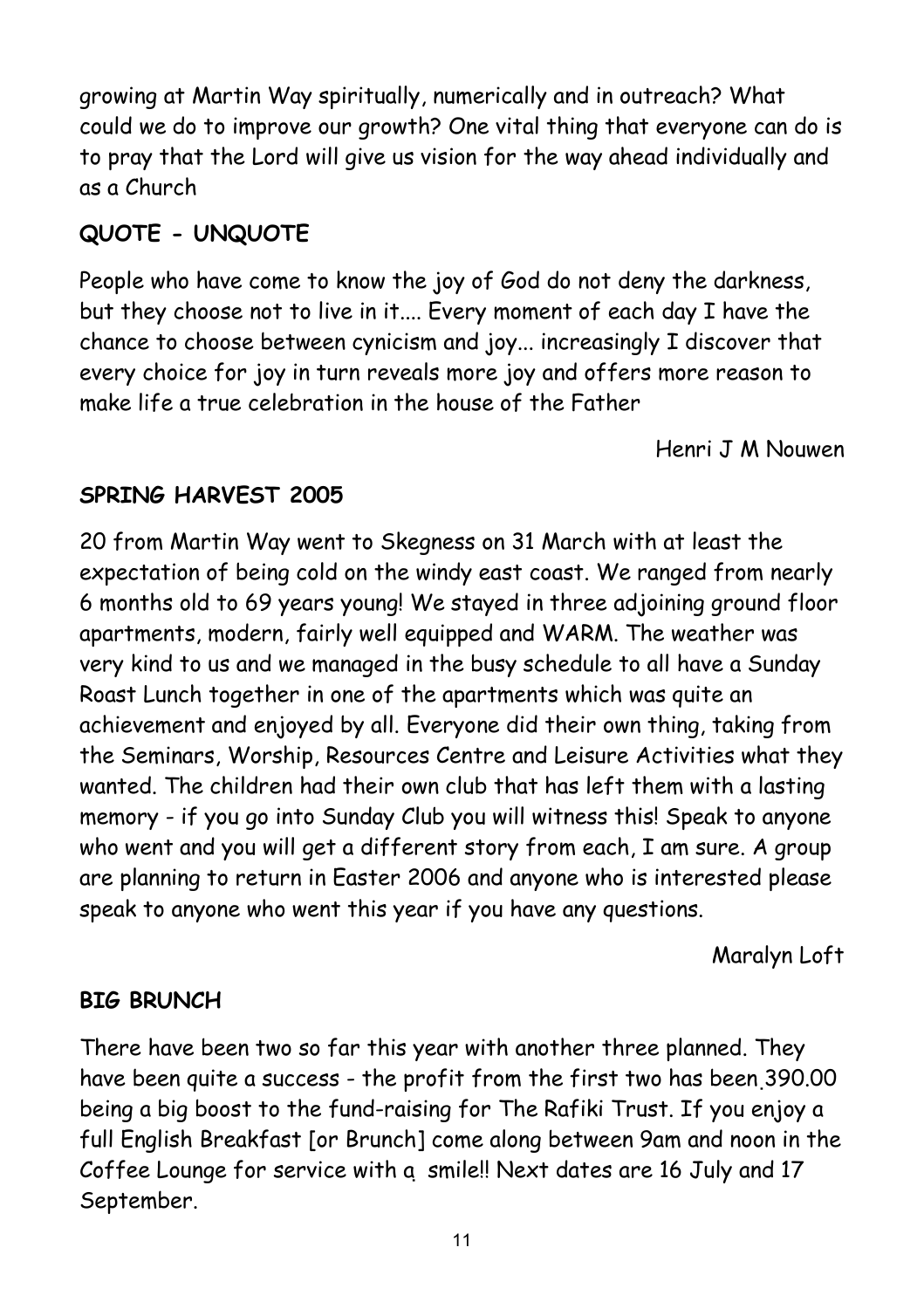growing at Martin Way spiritually, numerically and in outreach? What could we do to improve our growth? One vital thing that everyone can do is to pray that the Lord will give us vision for the way ahead individually and as a Church

## QUOTE - UNQUOTE

People who have come to know the joy of God do not deny the darkness, but they choose not to live in it.... Every moment of each day I have the chance to choose between cynicism and joy... increasingly I discover that every choice for joy in turn reveals more joy and offers more reason to make life a true celebration in the house of the Father

Henri J M Nouwen

## SPRING HARVEST 2005

20 from Martin Way went to Skegness on 31 March with at least the expectation of being cold on the windy east coast. We ranged from nearly 6 months old to 69 years young! We stayed in three adjoining ground floor apartments, modern, fairly well equipped and WARM. The weather was very kind to us and we managed in the busy schedule to all have a Sunday Roast Lunch together in one of the apartments which was quite an achievement and enjoyed by all. Everyone did their own thing, taking from the Seminars, Worship, Resources Centre and Leisure Activities what they wanted. The children had their own club that has left them with a lasting memory - if you go into Sunday Club you will witness this! Speak to anyone who went and you will get a different story from each, I am sure. A group are planning to return in Easter 2006 and anyone who is interested please speak to anyone who went this year if you have any questions.

Maralyn Loft

## BIG BRUNCH

There have been two so far this year with another three planned. They have been quite a success - the profit from the first two has been 390.00 being a big boost to the fund-raising for The Rafiki Trust. If you enjoy a full English Breakfast [or Brunch] come along between 9am and noon in the Coffee Lounge for service with a smile!! Next dates are 16 July and 17 September.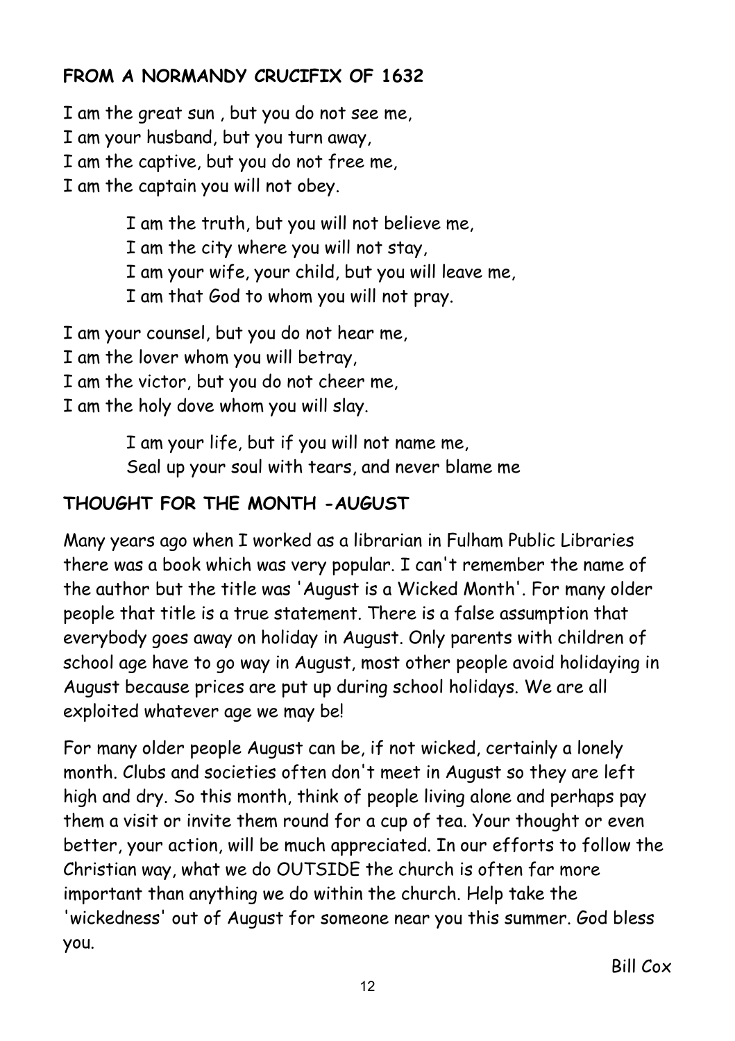## FROM A NORMANDY CRUCIFIX OF 1632

I am the great sun , but you do not see me,
I am your husband, but you turn away,
I am the captive, but you do not free me,
I am the captain you will not obey.

I am the truth, but you will not believe me,
I am the city where you will not stay,
I am your wife, your child, but you will leave me,
I am that God to whom you will not pray.

I am your counsel, but you do not hear me,
I am the lover whom you will betray,
I am the victor, but you do not cheer me,
I am the holy dove whom you will slay.

I am your life, but if you will not name me,
Seal up your soul with tears, and never blame me

## THOUGHT FOR THE MONTH -AUGUST

Many years ago when I worked as a librarian in Fulham Public Libraries there was a book which was very popular. I can't remember the name of the author but the title was 'August is a Wicked Month'. For many older people that title is a true statement. There is a false assumption that everybody goes away on holiday in August. Only parents with children of school age have to go way in August, most other people avoid holidaying in August because prices are put up during school holidays. We are all exploited whatever age we may be!

For many older people August can be, if not wicked, certainly a lonely month. Clubs and societies often don't meet in August so they are left high and dry. So this month, think of people living alone and perhaps pay them a visit or invite them round for a cup of tea. Your thought or even better, your action, will be much appreciated. In our efforts to follow the Christian way, what we do OUTSIDE the church is often far more important than anything we do within the church. Help take the 'wickedness' out of August for someone near you this summer. God bless you.

Bill Cox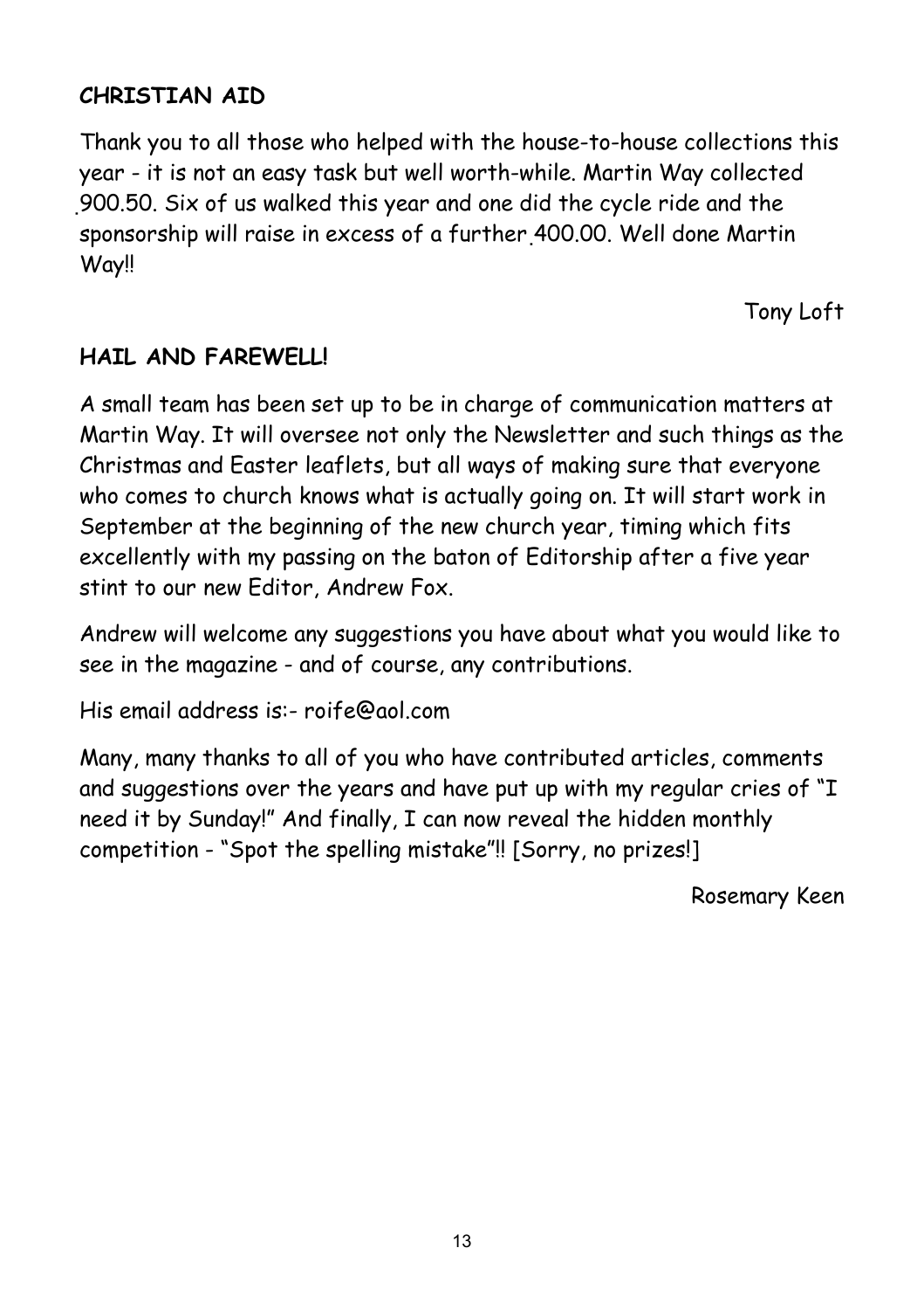**CHRISTIAN AID**

Thank you to all those who helped with the house-to-house collections this year - it is not an easy task but well worth-while. Martin Way collected 900.50. Six of us walked this year and one did the cycle ride and the sponsorship will raise in excess of a further 400.00. Well done Martin Way!!

Tony Loft

**HAIL AND FAREWELL!**

A small team has been set up to be in charge of communication matters at Martin Way. It will oversee not only the Newsletter and such things as the Christmas and Easter leaflets, but all ways of making sure that everyone who comes to church knows what is actually going on. It will start work in September at the beginning of the new church year, timing which fits excellently with my passing on the baton of Editorship after a five year stint to our new Editor, Andrew Fox.

Andrew will welcome any suggestions you have about what you would like to see in the magazine - and of course, any contributions.

His email address is:- roife@aol.com

Many, many thanks to all of you who have contributed articles, comments and suggestions over the years and have put up with my regular cries of "I need it by Sunday!" And finally, I can now reveal the hidden monthly competition - "Spot the spelling mistake"!! [Sorry, no prizes!]

Rosemary Keen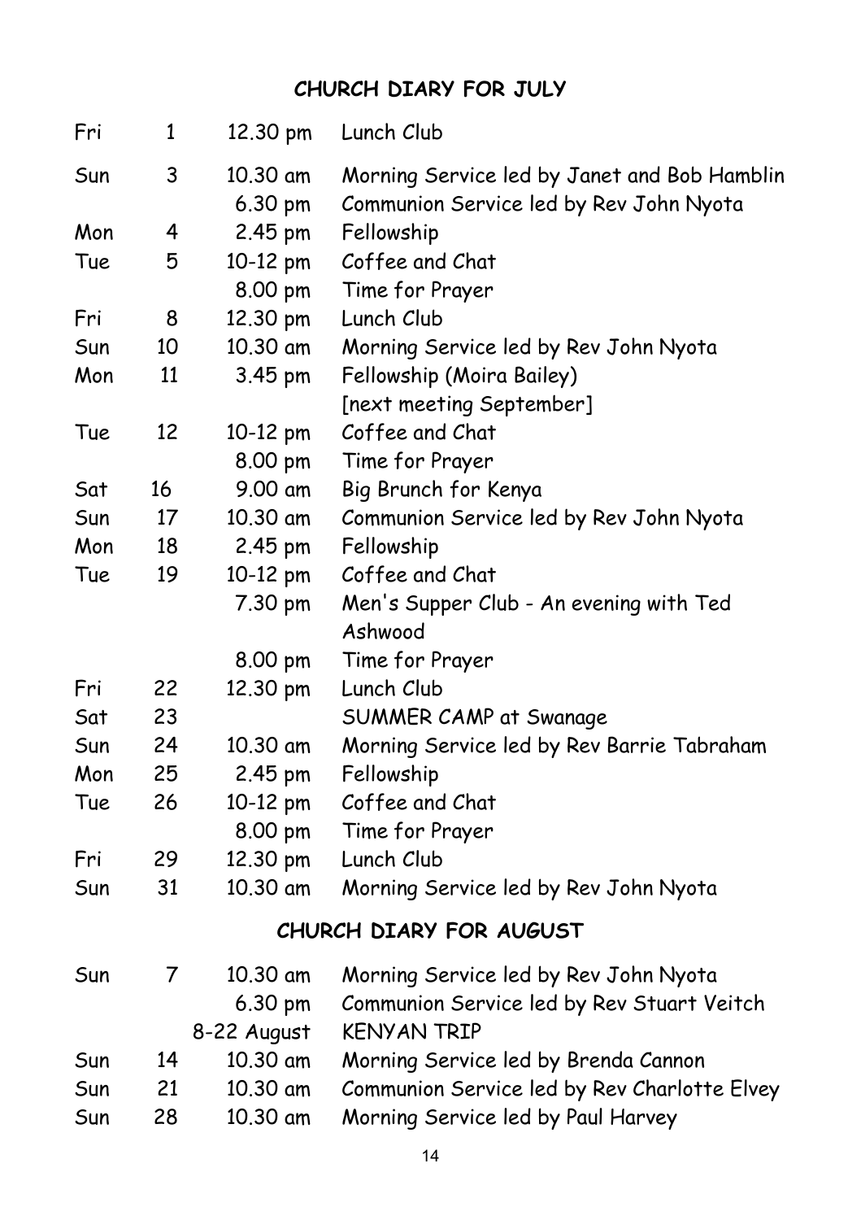## CHURCH DIARY FOR JULY

| | | | |
|---|---|---|---|
| Fri | 1 | 12.30 pm | Lunch Club |
| Sun | 3 | 10.30 am | Morning Service led by Janet and Bob Hamblin |
| | | 6.30 pm | Communion Service led by Rev John Nyota |
| Mon | 4 | 2.45 pm | Fellowship |
| Tue | 5 | 10-12 pm | Coffee and Chat |
| | | 8.00 pm | Time for Prayer |
| Fri | 8 | 12.30 pm | Lunch Club |
| Sun | 10 | 10.30 am | Morning Service led by Rev John Nyota |
| Mon | 11 | 3.45 pm | Fellowship (Moira Bailey) [next meeting September] |
| Tue | 12 | 10-12 pm | Coffee and Chat |
| | | 8.00 pm | Time for Prayer |
| Sat | 16 | 9.00 am | Big Brunch for Kenya |
| Sun | 17 | 10.30 am | Communion Service led by Rev John Nyota |
| Mon | 18 | 2.45 pm | Fellowship |
| Tue | 19 | 10-12 pm | Coffee and Chat |
| | | 7.30 pm | Men's Supper Club - An evening with Ted Ashwood |
| | | 8.00 pm | Time for Prayer |
| Fri | 22 | 12.30 pm | Lunch Club |
| Sat | 23 | | SUMMER CAMP at Swanage |
| Sun | 24 | 10.30 am | Morning Service led by Rev Barrie Tabraham |
| Mon | 25 | 2.45 pm | Fellowship |
| Tue | 26 | 10-12 pm | Coffee and Chat |
| | | 8.00 pm | Time for Prayer |
| Fri | 29 | 12.30 pm | Lunch Club |
| Sun | 31 | 10.30 am | Morning Service led by Rev John Nyota |

## CHURCH DIARY FOR AUGUST

| | | | |
|---|---|---|---|
| Sun | 7 | 10.30 am | Morning Service led by Rev John Nyota |
| | | 6.30 pm | Communion Service led by Rev Stuart Veitch |
| | | 8-22 August | KENYAN TRIP |
| Sun | 14 | 10.30 am | Morning Service led by Brenda Cannon |
| Sun | 21 | 10.30 am | Communion Service led by Rev Charlotte Elvey |
| Sun | 28 | 10.30 am | Morning Service led by Paul Harvey |